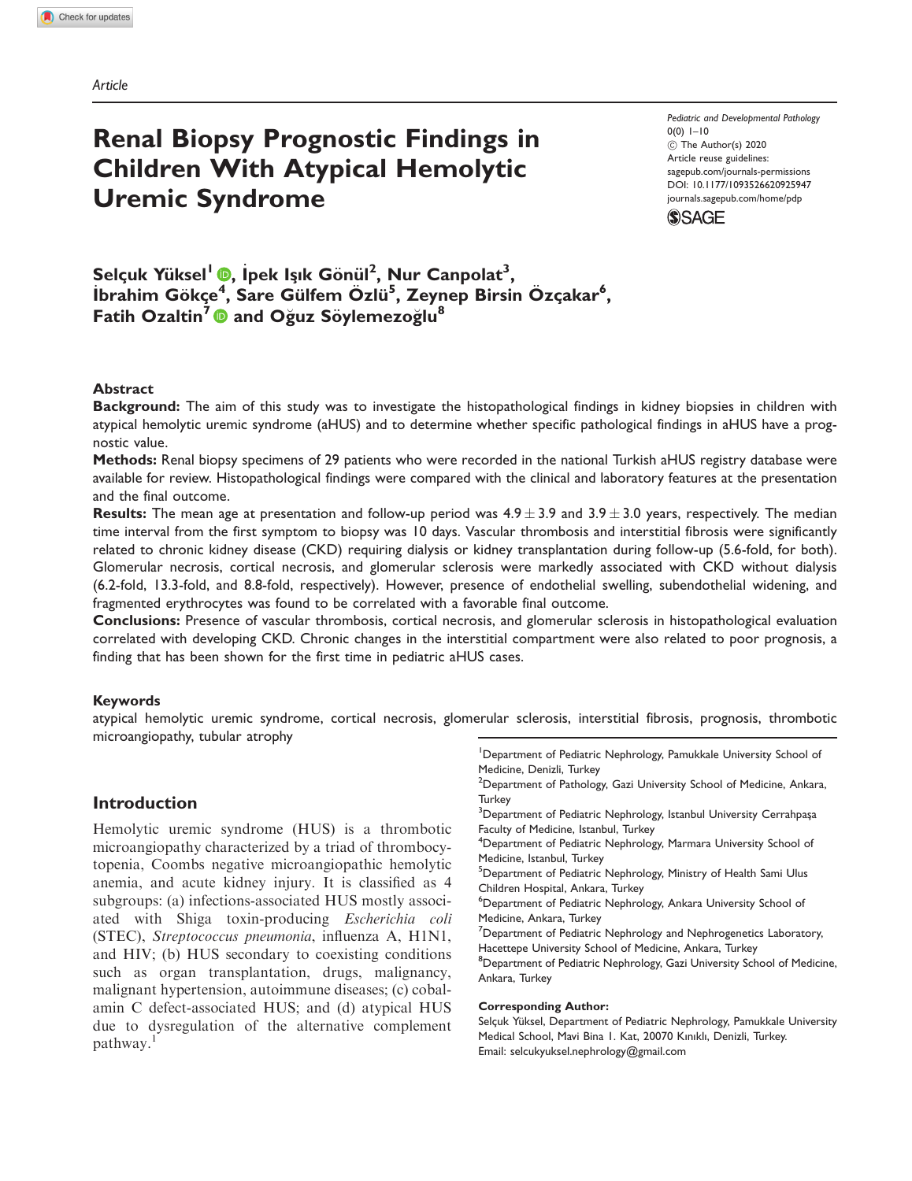Article

# Renal Biopsy Prognostic Findings in Children With Atypical Hemolytic Uremic Syndrome

Pediatric and Developmental Pathology
© The Author(s) 2020
Article reuse guidelines:
sagepub.com/journals-permissions
DOI: 10.1177/1093526620925947
journals.sagepub.com/home/pdp

**Selçuk Yüksel[1], İpek Işık Gönül[2], Nur Canpolat[3], İbrahim Gökçe[4], Sare Gülfem Özlü[5], Zeynep Birsin Özçakar[6], Fatih Ozaltin[7] and Oğuz Söylemezoğlu[8]**

## Abstract

**Background:** The aim of this study was to investigate the histopathological findings in kidney biopsies in children with atypical hemolytic uremic syndrome (aHUS) and to determine whether specific pathological findings in aHUS have a prognostic value.

**Methods:** Renal biopsy specimens of 29 patients who were recorded in the national Turkish aHUS registry database were available for review. Histopathological findings were compared with the clinical and laboratory features at the presentation and the final outcome.

**Results:** The mean age at presentation and follow-up period was $4.9 \pm 3.9$ and $3.9 \pm 3.0$ years, respectively. The median time interval from the first symptom to biopsy was 10 days. Vascular thrombosis and interstitial fibrosis were significantly related to chronic kidney disease (CKD) requiring dialysis or kidney transplantation during follow-up (5.6-fold, for both). Glomerular necrosis, cortical necrosis, and glomerular sclerosis were markedly associated with CKD without dialysis (6.2-fold, 13.3-fold, and 8.8-fold, respectively). However, presence of endothelial swelling, subendothelial widening, and fragmented erythrocytes was found to be correlated with a favorable final outcome.

**Conclusions:** Presence of vascular thrombosis, cortical necrosis, and glomerular sclerosis in histopathological evaluation correlated with developing CKD. Chronic changes in the interstitial compartment were also related to poor prognosis, a finding that has been shown for the first time in pediatric aHUS cases.

### Keywords

atypical hemolytic uremic syndrome, cortical necrosis, glomerular sclerosis, interstitial fibrosis, prognosis, thrombotic microangiopathy, tubular atrophy

## Introduction

Hemolytic uremic syndrome (HUS) is a thrombotic microangiopathy characterized by a triad of thrombocytopenia, Coombs negative microangiopathic hemolytic anemia, and acute kidney injury. It is classified as 4 subgroups: (a) infections-associated HUS mostly associated with Shiga toxin-producing *Escherichia coli* (STEC), *Streptococcus pneumonia*, influenza A, H1N1, and HIV; (b) HUS secondary to coexisting conditions such as organ transplantation, drugs, malignancy, malignant hypertension, autoimmune diseases; (c) cobalamin C defect-associated HUS; and (d) atypical HUS due to dysregulation of the alternative complement pathway.[1]

[1]Department of Pediatric Nephrology, Pamukkale University School of Medicine, Denizli, Turkey
[2]Department of Pathology, Gazi University School of Medicine, Ankara, Turkey
[3]Department of Pediatric Nephrology, Istanbul University Cerrahpaşa Faculty of Medicine, Istanbul, Turkey
[4]Department of Pediatric Nephrology, Marmara University School of Medicine, Istanbul, Turkey
[5]Department of Pediatric Nephrology, Ministry of Health Sami Ulus Children Hospital, Ankara, Turkey
[6]Department of Pediatric Nephrology, Ankara University School of Medicine, Ankara, Turkey
[7]Department of Pediatric Nephrology and Nephrogenetics Laboratory, Hacettepe University School of Medicine, Ankara, Turkey
[8]Department of Pediatric Nephrology, Gazi University School of Medicine, Ankara, Turkey

**Corresponding Author:**
Selçuk Yüksel, Department of Pediatric Nephrology, Pamukkale University Medical School, Mavi Bina 1. Kat, 20070 Kınıklı, Denizli, Turkey.
Email: selcukyuksel.nephrology@gmail.com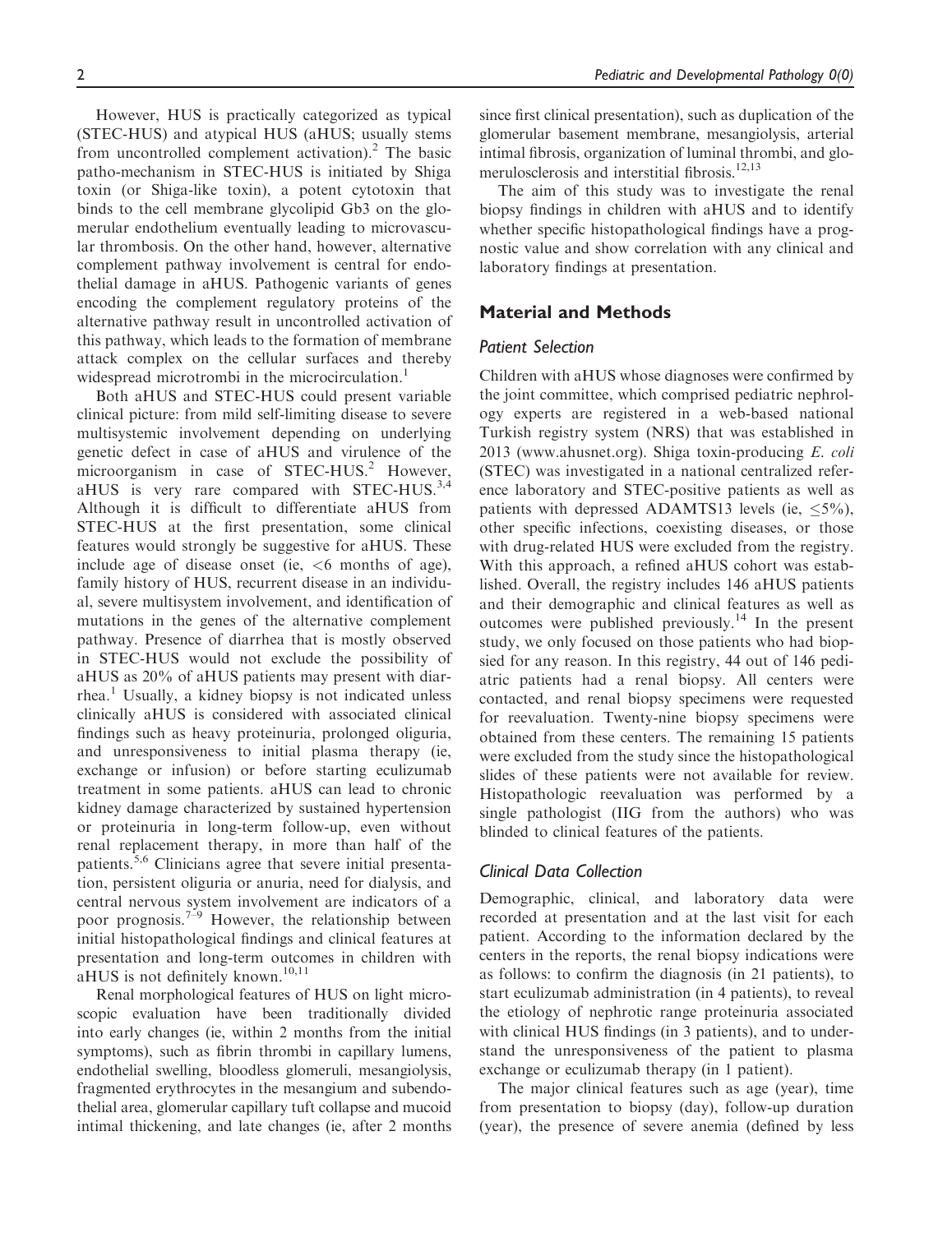However, HUS is practically categorized as typical (STEC-HUS) and atypical HUS (aHUS; usually stems from uncontrolled complement activation).[2] The basic patho-mechanism in STEC-HUS is initiated by Shiga toxin (or Shiga-like toxin), a potent cytotoxin that binds to the cell membrane glycolipid Gb3 on the glomerular endothelium eventually leading to microvascular thrombosis. On the other hand, however, alternative complement pathway involvement is central for endothelial damage in aHUS. Pathogenic variants of genes encoding the complement regulatory proteins of the alternative pathway result in uncontrolled activation of this pathway, which leads to the formation of membrane attack complex on the cellular surfaces and thereby widespread microtrombi in the microcirculation.[1]

Both aHUS and STEC-HUS could present variable clinical picture: from mild self-limiting disease to severe multisystemic involvement depending on underlying genetic defect in case of aHUS and virulence of the microorganism in case of STEC-HUS.[2] However, aHUS is very rare compared with STEC-HUS.[3,4] Although it is difficult to differentiate aHUS from STEC-HUS at the first presentation, some clinical features would strongly be suggestive for aHUS. These include age of disease onset (ie, <6 months of age), family history of HUS, recurrent disease in an individual, severe multisystem involvement, and identification of mutations in the genes of the alternative complement pathway. Presence of diarrhea that is mostly observed in STEC-HUS would not exclude the possibility of aHUS as 20% of aHUS patients may present with diarrhea.[1] Usually, a kidney biopsy is not indicated unless clinically aHUS is considered with associated clinical findings such as heavy proteinuria, prolonged oliguria, and unresponsiveness to initial plasma therapy (ie, exchange or infusion) or before starting eculizumab treatment in some patients. aHUS can lead to chronic kidney damage characterized by sustained hypertension or proteinuria in long-term follow-up, even without renal replacement therapy, in more than half of the patients.[5,6] Clinicians agree that severe initial presentation, persistent oliguria or anuria, need for dialysis, and central nervous system involvement are indicators of a poor prognosis.[7–9] However, the relationship between initial histopathological findings and clinical features at presentation and long-term outcomes in children with aHUS is not definitely known.[10,11]

Renal morphological features of HUS on light microscopic evaluation have been traditionally divided into early changes (ie, within 2 months from the initial symptoms), such as fibrin thrombi in capillary lumens, endothelial swelling, bloodless glomeruli, mesangiolysis, fragmented erythrocytes in the mesangium and subendothelial area, glomerular capillary tuft collapse and mucoid intimal thickening, and late changes (ie, after 2 months since first clinical presentation), such as duplication of the glomerular basement membrane, mesangiolysis, arterial intimal fibrosis, organization of luminal thrombi, and glomerulosclerosis and interstitial fibrosis.[12,13]

The aim of this study was to investigate the renal biopsy findings in children with aHUS and to identify whether specific histopathological findings have a prognostic value and show correlation with any clinical and laboratory findings at presentation.

## Material and Methods

### Patient Selection

Children with aHUS whose diagnoses were confirmed by the joint committee, which comprised pediatric nephrology experts are registered in a web-based national Turkish registry system (NRS) that was established in 2013 (www.ahusnet.org). Shiga toxin-producing *E. coli* (STEC) was investigated in a national centralized reference laboratory and STEC-positive patients as well as patients with depressed ADAMTS13 levels (ie, ≤5%), other specific infections, coexisting diseases, or those with drug-related HUS were excluded from the registry. With this approach, a refined aHUS cohort was established. Overall, the registry includes 146 aHUS patients and their demographic and clinical features as well as outcomes were published previously.[14] In the present study, we only focused on those patients who had biopsied for any reason. In this registry, 44 out of 146 pediatric patients had a renal biopsy. All centers were contacted, and renal biopsy specimens were requested for reevaluation. Twenty-nine biopsy specimens were obtained from these centers. The remaining 15 patients were excluded from the study since the histopathological slides of these patients were not available for review. Histopathologic reevaluation was performed by a single pathologist (IIG from the authors) who was blinded to clinical features of the patients.

### Clinical Data Collection

Demographic, clinical, and laboratory data were recorded at presentation and at the last visit for each patient. According to the information declared by the centers in the reports, the renal biopsy indications were as follows: to confirm the diagnosis (in 21 patients), to start eculizumab administration (in 4 patients), to reveal the etiology of nephrotic range proteinuria associated with clinical HUS findings (in 3 patients), and to understand the unresponsiveness of the patient to plasma exchange or eculizumab therapy (in 1 patient).

The major clinical features such as age (year), time from presentation to biopsy (day), follow-up duration (year), the presence of severe anemia (defined by less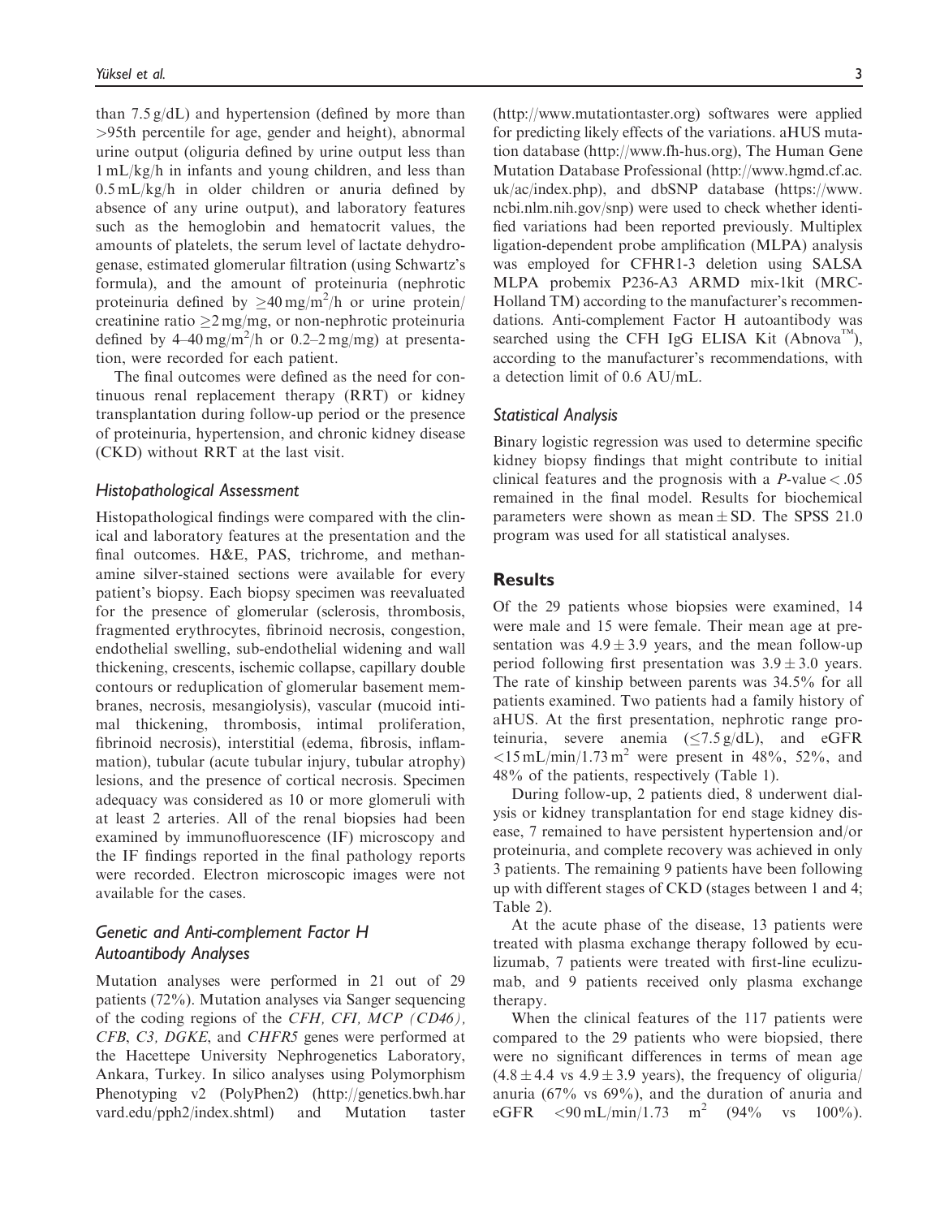than 7.5 g/dL) and hypertension (defined by more than >95th percentile for age, gender and height), abnormal urine output (oliguria defined by urine output less than 1 mL/kg/h in infants and young children, and less than 0.5 mL/kg/h in older children or anuria defined by absence of any urine output), and laboratory features such as the hemoglobin and hematocrit values, the amounts of platelets, the serum level of lactate dehydrogenase, estimated glomerular filtration (using Schwartz's formula), and the amount of proteinuria (nephrotic proteinuria defined by $\geq$40 mg/m$^2$/h or urine protein/creatinine ratio $\geq$2 mg/mg, or non-nephrotic proteinuria defined by 4–40 mg/m$^2$/h or 0.2–2 mg/mg) at presentation, were recorded for each patient.

The final outcomes were defined as the need for continuous renal replacement therapy (RRT) or kidney transplantation during follow-up period or the presence of proteinuria, hypertension, and chronic kidney disease (CKD) without RRT at the last visit.

### Histopathological Assessment

Histopathological findings were compared with the clinical and laboratory features at the presentation and the final outcomes. H&E, PAS, trichrome, and methanamine silver-stained sections were available for every patient's biopsy. Each biopsy specimen was reevaluated for the presence of glomerular (sclerosis, thrombosis, fragmented erythrocytes, fibrinoid necrosis, congestion, endothelial swelling, sub-endothelial widening and wall thickening, crescents, ischemic collapse, capillary double contours or reduplication of glomerular basement membranes, necrosis, mesangiolysis), vascular (mucoid intimal thickening, thrombosis, intimal proliferation, fibrinoid necrosis), interstitial (edema, fibrosis, inflammation), tubular (acute tubular injury, tubular atrophy) lesions, and the presence of cortical necrosis. Specimen adequacy was considered as 10 or more glomeruli with at least 2 arteries. All of the renal biopsies had been examined by immunofluorescence (IF) microscopy and the IF findings reported in the final pathology reports were recorded. Electron microscopic images were not available for the cases.

### Genetic and Anti-complement Factor H Autoantibody Analyses

Mutation analyses were performed in 21 out of 29 patients (72%). Mutation analyses via Sanger sequencing of the coding regions of the *CFH, CFI, MCP (CD46), CFB, C3, DGKE*, and *CHFR5* genes were performed at the Hacettepe University Nephrogenetics Laboratory, Ankara, Turkey. In silico analyses using Polymorphism Phenotyping v2 (PolyPhen2) (http://genetics.bwh.harvard.edu/pph2/index.shtml) and Mutation taster (http://www.mutationtaster.org) softwares were applied for predicting likely effects of the variations. aHUS mutation database (http://www.fh-hus.org), The Human Gene Mutation Database Professional (http://www.hgmd.cf.ac.uk/ac/index.php), and dbSNP database (https://www.ncbi.nlm.nih.gov/snp) were used to check whether identified variations had been reported previously. Multiplex ligation-dependent probe amplification (MLPA) analysis was employed for CFHR1-3 deletion using SALSA MLPA probemix P236-A3 ARMD mix-1kit (MRC-Holland TM) according to the manufacturer's recommendations. Anti-complement Factor H autoantibody was searched using the CFH IgG ELISA Kit (Abnova™), according to the manufacturer's recommendations, with a detection limit of 0.6 AU/mL.

### Statistical Analysis

Binary logistic regression was used to determine specific kidney biopsy findings that might contribute to initial clinical features and the prognosis with a $P$-value < .05 remained in the final model. Results for biochemical parameters were shown as mean ± SD. The SPSS 21.0 program was used for all statistical analyses.

## Results

Of the 29 patients whose biopsies were examined, 14 were male and 15 were female. Their mean age at presentation was 4.9 ± 3.9 years, and the mean follow-up period following first presentation was 3.9 ± 3.0 years. The rate of kinship between parents was 34.5% for all patients examined. Two patients had a family history of aHUS. At the first presentation, nephrotic range proteinuria, severe anemia ($\leq$7.5 g/dL), and eGFR <15 mL/min/1.73 m$^2$ were present in 48%, 52%, and 48% of the patients, respectively (Table 1).

During follow-up, 2 patients died, 8 underwent dialysis or kidney transplantation for end stage kidney disease, 7 remained to have persistent hypertension and/or proteinuria, and complete recovery was achieved in only 3 patients. The remaining 9 patients have been following up with different stages of CKD (stages between 1 and 4; Table 2).

At the acute phase of the disease, 13 patients were treated with plasma exchange therapy followed by eculizumab, 7 patients were treated with first-line eculizumab, and 9 patients received only plasma exchange therapy.

When the clinical features of the 117 patients were compared to the 29 patients who were biopsied, there were no significant differences in terms of mean age (4.8 ± 4.4 vs 4.9 ± 3.9 years), the frequency of oliguria/anuria (67% vs 69%), and the duration of anuria and eGFR <90 mL/min/1.73 m$^2$ (94% vs 100%).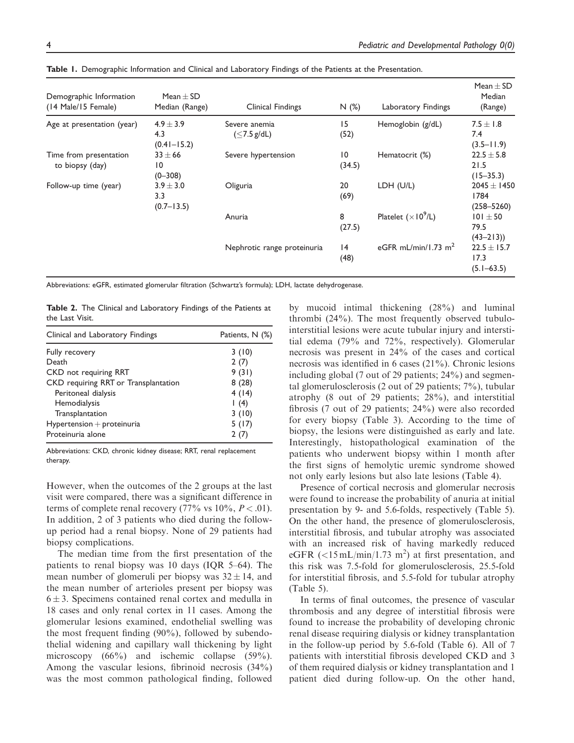**Table 1.** Demographic Information and Clinical and Laboratory Findings of the Patients at the Presentation.

| Demographic Information (14 Male/15 Female) | Mean ± SD Median (Range) | Clinical Findings | N (%) | Laboratory Findings | Mean ± SD Median (Range) |
|---|---|---|---|---|---|
| Age at presentation (year) | 4.9 ± 3.9 4.3 (0.41–15.2) | Severe anemia (≤7.5 g/dL) | 15 (52) | Hemoglobin (g/dL) | 7.5 ± 1.8 7.4 (3.5–11.9) |
| Time from presentation to biopsy (day) | 33 ± 66 10 (0–308) | Severe hypertension | 10 (34.5) | Hematocrit (%) | 22.5 ± 5.8 21.5 (15–35.3) |
| Follow-up time (year) | 3.9 ± 3.0 3.3 (0.7–13.5) | Oliguria | 20 (69) | LDH (U/L) | 2045 ± 1450 1784 (258–5260) |
| | | Anuria | 8 (27.5) | Platelet ($\times 10^9$/L) | 101 ± 50 79.5 (43–213)) |
| | | Nephrotic range proteinuria | 14 (48) | eGFR mL/min/1.73 $m^2$ | 22.5 ± 15.7 17.3 (5.1–63.5) |

Abbreviations: eGFR, estimated glomerular filtration (Schwartz's formula); LDH, lactate dehydrogenase.

**Table 2.** The Clinical and Laboratory Findings of the Patients at the Last Visit.

| Clinical and Laboratory Findings | Patients, N (%) |
|---|---|
| Fully recovery | 3 (10) |
| Death | 2 (7) |
| CKD not requiring RRT | 9 (31) |
| CKD requiring RRT or Transplantation | 8 (28) |
| Peritoneal dialysis | 4 (14) |
| Hemodialysis | 1 (4) |
| Transplantation | 3 (10) |
| Hypertension + proteinuria | 5 (17) |
| Proteinuria alone | 2 (7) |

Abbreviations: CKD, chronic kidney disease; RRT, renal replacement therapy.

However, when the outcomes of the 2 groups at the last visit were compared, there was a significant difference in terms of complete renal recovery (77% vs 10%, $P < .01$). In addition, 2 of 3 patients who died during the follow-up period had a renal biopsy. None of 29 patients had biopsy complications.

The median time from the first presentation of the patients to renal biopsy was 10 days (IQR 5–64). The mean number of glomeruli per biopsy was $32 \pm 14$, and the mean number of arterioles present per biopsy was $6 \pm 3$. Specimens contained renal cortex and medulla in 18 cases and only renal cortex in 11 cases. Among the glomerular lesions examined, endothelial swelling was the most frequent finding (90%), followed by subendothelial widening and capillary wall thickening by light microscopy (66%) and ischemic collapse (59%). Among the vascular lesions, fibrinoid necrosis (34%) was the most common pathological finding, followed by mucoid intimal thickening (28%) and luminal thrombi (24%). The most frequently observed tubulo-interstitial lesions were acute tubular injury and interstitial edema (79% and 72%, respectively). Glomerular necrosis was present in 24% of the cases and cortical necrosis was identified in 6 cases (21%). Chronic lesions including global (7 out of 29 patients; 24%) and segmental glomerulosclerosis (2 out of 29 patients; 7%), tubular atrophy (8 out of 29 patients; 28%), and interstitial fibrosis (7 out of 29 patients; 24%) were also recorded for every biopsy (Table 3). According to the time of biopsy, the lesions were distinguished as early and late. Interestingly, histopathological examination of the patients who underwent biopsy within 1 month after the first signs of hemolytic uremic syndrome showed not only early lesions but also late lesions (Table 4).

Presence of cortical necrosis and glomerular necrosis were found to increase the probability of anuria at initial presentation by 9- and 5.6-folds, respectively (Table 5). On the other hand, the presence of glomerulosclerosis, interstitial fibrosis, and tubular atrophy was associated with an increased risk of having markedly reduced eGFR (<15 mL/min/1.73 $m^2$) at first presentation, and this risk was 7.5-fold for glomerulosclerosis, 25.5-fold for interstitial fibrosis, and 5.5-fold for tubular atrophy (Table 5).

In terms of final outcomes, the presence of vascular thrombosis and any degree of interstitial fibrosis were found to increase the probability of developing chronic renal disease requiring dialysis or kidney transplantation in the follow-up period by 5.6-fold (Table 6). All of 7 patients with interstitial fibrosis developed CKD and 3 of them required dialysis or kidney transplantation and 1 patient died during follow-up. On the other hand,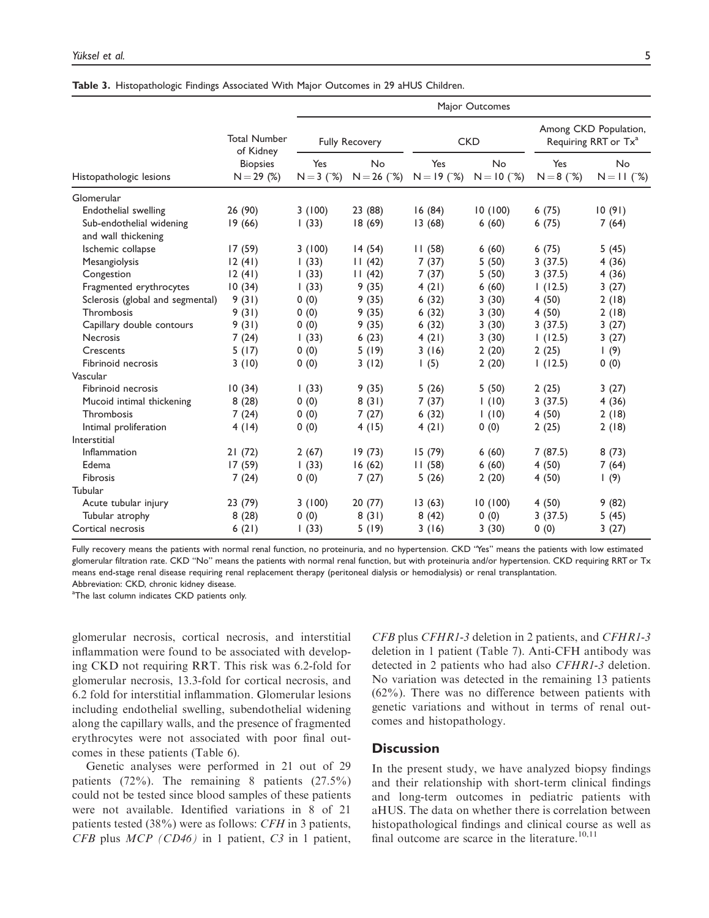**Table 3.** Histopathologic Findings Associated With Major Outcomes in 29 aHUS Children.

| Histopathologic lesions | Total Number of Kidney Biopsies N = 29 (%) | Major Outcomes | | | | | |
|---|---|---|---|---|---|---|---|
| | | Fully Recovery | | CKD | | Among CKD Population, Requiring RRT or Tx[a] | |
| | | Yes N = 3 (˜%) | No N = 26 (˜%) | Yes N = 19 (˜%) | No N = 10 (˜%) | Yes N = 8 (˜%) | No N = 11 (˜%) |
| Glomerular | | | | | | | |
| Endothelial swelling | 26 (90) | 3 (100) | 23 (88) | 16 (84) | 10 (100) | 6 (75) | 10 (91) |
| Sub-endothelial widening and wall thickening | 19 (66) | 1 (33) | 18 (69) | 13 (68) | 6 (60) | 6 (75) | 7 (64) |
| Ischemic collapse | 17 (59) | 3 (100) | 14 (54) | 11 (58) | 6 (60) | 6 (75) | 5 (45) |
| Mesangiolysis | 12 (41) | 1 (33) | 11 (42) | 7 (37) | 5 (50) | 3 (37.5) | 4 (36) |
| Congestion | 12 (41) | 1 (33) | 11 (42) | 7 (37) | 5 (50) | 3 (37.5) | 4 (36) |
| Fragmented erythrocytes | 10 (34) | 1 (33) | 9 (35) | 4 (21) | 6 (60) | 1 (12.5) | 3 (27) |
| Sclerosis (global and segmental) | 9 (31) | 0 (0) | 9 (35) | 6 (32) | 3 (30) | 4 (50) | 2 (18) |
| Thrombosis | 9 (31) | 0 (0) | 9 (35) | 6 (32) | 3 (30) | 4 (50) | 2 (18) |
| Capillary double contours | 9 (31) | 0 (0) | 9 (35) | 6 (32) | 3 (30) | 3 (37.5) | 3 (27) |
| Necrosis | 7 (24) | 1 (33) | 6 (23) | 4 (21) | 3 (30) | 1 (12.5) | 3 (27) |
| Crescents | 5 (17) | 0 (0) | 5 (19) | 3 (16) | 2 (20) | 2 (25) | 1 (9) |
| Fibrinoid necrosis | 3 (10) | 0 (0) | 3 (12) | 1 (5) | 2 (20) | 1 (12.5) | 0 (0) |
| Vascular | | | | | | | |
| Fibrinoid necrosis | 10 (34) | 1 (33) | 9 (35) | 5 (26) | 5 (50) | 2 (25) | 3 (27) |
| Mucoid intimal thickening | 8 (28) | 0 (0) | 8 (31) | 7 (37) | 1 (10) | 3 (37.5) | 4 (36) |
| Thrombosis | 7 (24) | 0 (0) | 7 (27) | 6 (32) | 1 (10) | 4 (50) | 2 (18) |
| Intimal proliferation | 4 (14) | 0 (0) | 4 (15) | 4 (21) | 0 (0) | 2 (25) | 2 (18) |
| Interstitial | | | | | | | |
| Inflammation | 21 (72) | 2 (67) | 19 (73) | 15 (79) | 6 (60) | 7 (87.5) | 8 (73) |
| Edema | 17 (59) | 1 (33) | 16 (62) | 11 (58) | 6 (60) | 4 (50) | 7 (64) |
| Fibrosis | 7 (24) | 0 (0) | 7 (27) | 5 (26) | 2 (20) | 4 (50) | 1 (9) |
| Tubular | | | | | | | |
| Acute tubular injury | 23 (79) | 3 (100) | 20 (77) | 13 (63) | 10 (100) | 4 (50) | 9 (82) |
| Tubular atrophy | 8 (28) | 0 (0) | 8 (31) | 8 (42) | 0 (0) | 3 (37.5) | 5 (45) |
| Cortical necrosis | 6 (21) | 1 (33) | 5 (19) | 3 (16) | 3 (30) | 0 (0) | 3 (27) |

Fully recovery means the patients with normal renal function, no proteinuria, and no hypertension. CKD "Yes" means the patients with low estimated glomerular filtration rate. CKD "No" means the patients with normal renal function, but with proteinuria and/or hypertension. CKD requiring RRT or Tx means end-stage renal disease requiring renal replacement therapy (peritoneal dialysis or hemodialysis) or renal transplantation.
Abbreviation: CKD, chronic kidney disease.
[a]The last column indicates CKD patients only.

glomerular necrosis, cortical necrosis, and interstitial inflammation were found to be associated with developing CKD not requiring RRT. This risk was 6.2-fold for glomerular necrosis, 13.3-fold for cortical necrosis, and 6.2 fold for interstitial inflammation. Glomerular lesions including endothelial swelling, subendothelial widening along the capillary walls, and the presence of fragmented erythrocytes were not associated with poor final outcomes in these patients (Table 6).

Genetic analyses were performed in 21 out of 29 patients (72%). The remaining 8 patients (27.5%) could not be tested since blood samples of these patients were not available. Identified variations in 8 of 21 patients tested (38%) were as follows: *CFH* in 3 patients, *CFB* plus *MCP (CD46)* in 1 patient, *C3* in 1 patient, *CFB* plus *CFHR1-3* deletion in 2 patients, and *CFHR1-3* deletion in 1 patient (Table 7). Anti-CFH antibody was detected in 2 patients who had also *CFHR1-3* deletion. No variation was detected in the remaining 13 patients (62%). There was no difference between patients with genetic variations and without in terms of renal outcomes and histopathology.

## Discussion

In the present study, we have analyzed biopsy findings and their relationship with short-term clinical findings and long-term outcomes in pediatric patients with aHUS. The data on whether there is correlation between histopathological findings and clinical course as well as final outcome are scarce in the literature.[10,11]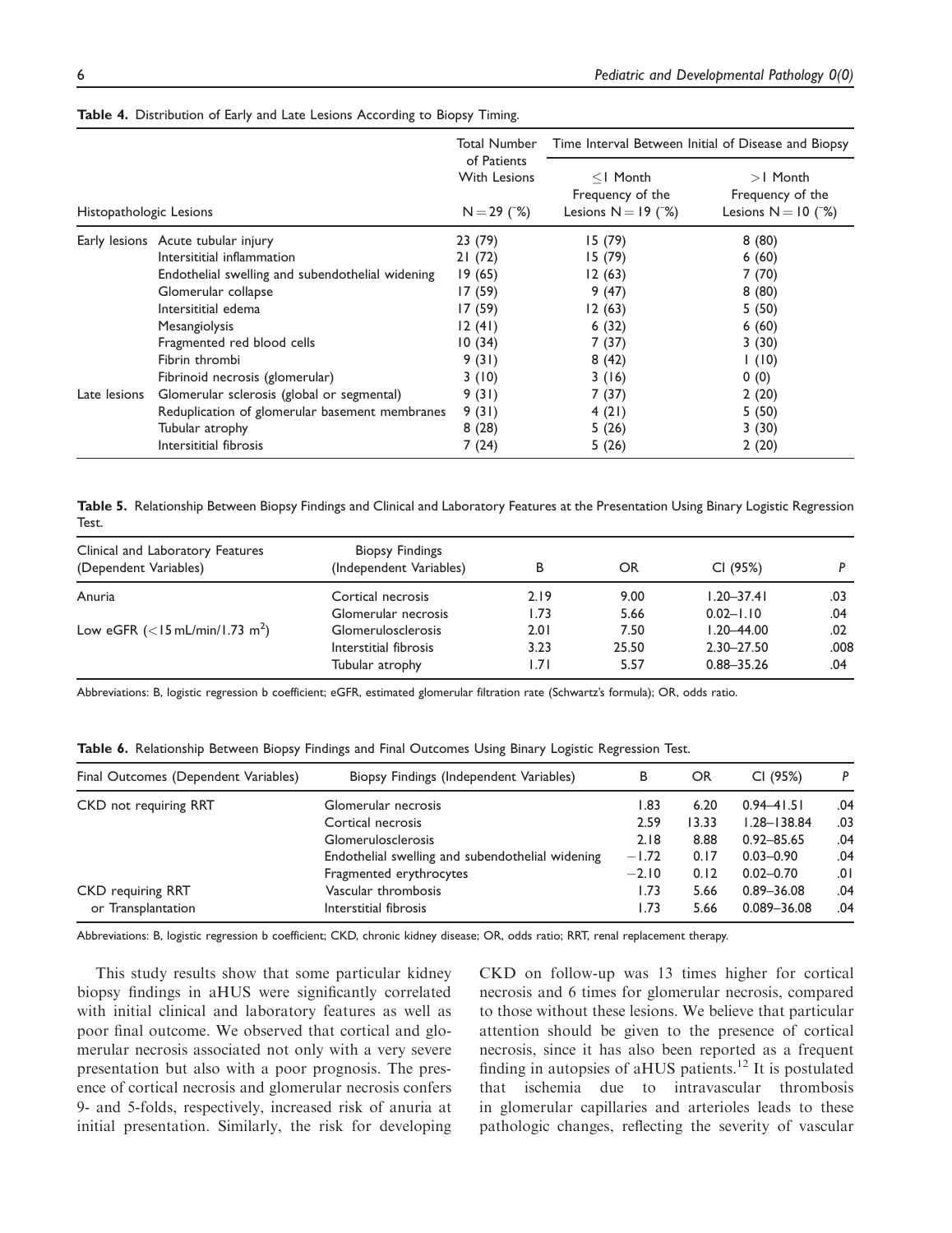**Table 4.** Distribution of Early and Late Lesions According to Biopsy Timing.

| Histopathologic Lesions | | Total Number of Patients With Lesions N = 29 (%) | Time Interval Between Initial of Disease and Biopsy | |
|---|---|---|---|---|
| | | | ≤1 Month Frequency of the Lesions N = 19 (%) | >1 Month Frequency of the Lesions N = 10 (%) |
| Early lesions | Acute tubular injury | 23 (79) | 15 (79) | 8 (80) |
| | Intersititial inflammation | 21 (72) | 15 (79) | 6 (60) |
| | Endothelial swelling and subendothelial widening | 19 (65) | 12 (63) | 7 (70) |
| | Glomerular collapse | 17 (59) | 9 (47) | 8 (80) |
| | Intersititial edema | 17 (59) | 12 (63) | 5 (50) |
| | Mesangiolysis | 12 (41) | 6 (32) | 6 (60) |
| | Fragmented red blood cells | 10 (34) | 7 (37) | 3 (30) |
| | Fibrin thrombi | 9 (31) | 8 (42) | 1 (10) |
| | Fibrinoid necrosis (glomerular) | 3 (10) | 3 (16) | 0 (0) |
| Late lesions | Glomerular sclerosis (global or segmental) | 9 (31) | 7 (37) | 2 (20) |
| | Reduplication of glomerular basement membranes | 9 (31) | 4 (21) | 5 (50) |
| | Tubular atrophy | 8 (28) | 5 (26) | 3 (30) |
| | Intersititial fibrosis | 7 (24) | 5 (26) | 2 (20) |

**Table 5.** Relationship Between Biopsy Findings and Clinical and Laboratory Features at the Presentation Using Binary Logistic Regression Test.

| Clinical and Laboratory Features (Dependent Variables) | Biopsy Findings (Independent Variables) | B | OR | CI (95%) | P |
|---|---|---|---|---|---|
| Anuria | Cortical necrosis | 2.19 | 9.00 | 1.20–37.41 | .03 |
| | Glomerular necrosis | 1.73 | 5.66 | 0.02–1.10 | .04 |
| Low eGFR (<15 mL/min/1.73 m$^2$) | Glomerulosclerosis | 2.01 | 7.50 | 1.20–44.00 | .02 |
| | Interstitial fibrosis | 3.23 | 25.50 | 2.30–27.50 | .008 |
| | Tubular atrophy | 1.71 | 5.57 | 0.88–35.26 | .04 |

Abbreviations: B, logistic regression b coefficient; eGFR, estimated glomerular filtration rate (Schwartz's formula); OR, odds ratio.

**Table 6.** Relationship Between Biopsy Findings and Final Outcomes Using Binary Logistic Regression Test.

| Final Outcomes (Dependent Variables) | Biopsy Findings (Independent Variables) | B | OR | CI (95%) | P |
|---|---|---|---|---|---|
| CKD not requiring RRT | Glomerular necrosis | 1.83 | 6.20 | 0.94–41.51 | .04 |
| | Cortical necrosis | 2.59 | 13.33 | 1.28–138.84 | .03 |
| | Glomerulosclerosis | 2.18 | 8.88 | 0.92–85.65 | .04 |
| | Endothelial swelling and subendothelial widening | −1.72 | 0.17 | 0.03–0.90 | .04 |
| | Fragmented erythrocytes | −2.10 | 0.12 | 0.02–0.70 | .01 |
| CKD requiring RRT or Transplantation | Vascular thrombosis | 1.73 | 5.66 | 0.89–36.08 | .04 |
| | Interstitial fibrosis | 1.73 | 5.66 | 0.089–36.08 | .04 |

Abbreviations: B, logistic regression b coefficient; CKD, chronic kidney disease; OR, odds ratio; RRT, renal replacement therapy.

This study results show that some particular kidney biopsy findings in aHUS were significantly correlated with initial clinical and laboratory features as well as poor final outcome. We observed that cortical and glomerular necrosis associated not only with a very severe presentation but also with a poor prognosis. The presence of cortical necrosis and glomerular necrosis confers 9- and 5-folds, respectively, increased risk of anuria at initial presentation. Similarly, the risk for developing CKD on follow-up was 13 times higher for cortical necrosis and 6 times for glomerular necrosis, compared to those without these lesions. We believe that particular attention should be given to the presence of cortical necrosis, since it has also been reported as a frequent finding in autopsies of aHUS patients.[12] It is postulated that ischemia due to intravascular thrombosis in glomerular capillaries and arterioles leads to these pathologic changes, reflecting the severity of vascular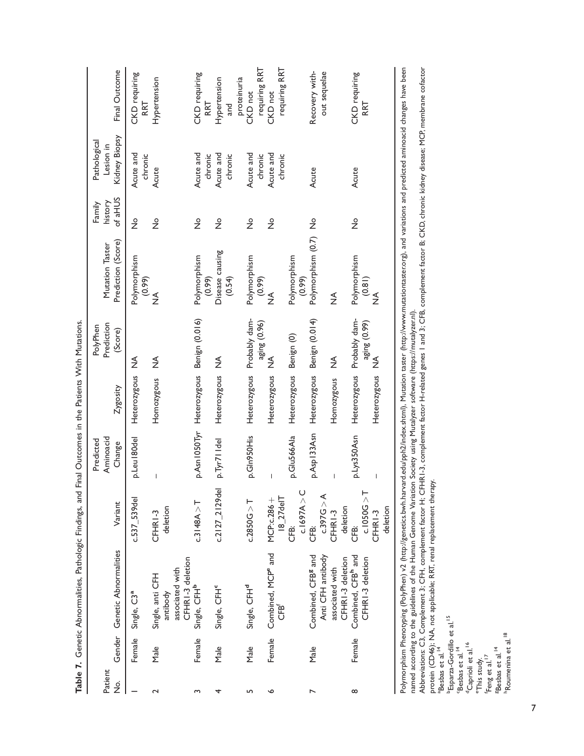**Table 7.** Genetic Abnormalities, Pathologic Findings, and Final Outcomes in the Patients With Mutations.

| Patient No. | Gender | Genetic Abnormalities | Variant | Predicted Aminoacid Change | Zygosity | PolyPhen Prediction (Score) | Mutation Taster Prediction (Score) | Family history of aHUS | Pathological Lesion in Kidney Biopsy | Final Outcome |
|---|---|---|---|---|---|---|---|---|---|---|
| 1 | Female | Single, C3[a] | c.537_539del | p.Leu180del | Heterozygous | NA | Polymorphism (0.99) | No | Acute and chronic | CKD requiring RRT |
| 2 | Male | Single, anti CFH antibody associated with CFHR1-3 deletion | CFHR1-3 deletion | – | Homozygous | NA | NA | No | Acute | Hypertension |
| 3 | Female | Single, CFH[b] | c.3148A > T | p.Asn1050Tyr | Heterozygous | Benign (0.016) | Polymorphism (0.99) | No | Acute and chronic | CKD requiring RRT |
| 4 | Male | Single, CFH[c] | c.2127_2129del | p.Tyr711del | Heterozygous | NA | Disease causing (0.54) | No | Acute and chronic | Hypertension and proteinuria |
| 5 | Male | Single, CFH[d] | c.2850G > T | p.Gln950His | Heterozygous | Probably damaging (0.96) | Polymorphism (0.99) | No | Acute and chronic | CKD not requiring RRT |
| 6 | Female | Combined, MCP[e] and CFB[f] | MCP:c.286 + 18_27delT | – | Heterozygous | NA | NA | No | Acute and chronic | CKD not requiring RRT |
| | | | CFB: c.1697A > C | p.Glu566Ala | Heterozygous | Benign (0) | Polymorphism (0.99) | | | |
| 7 | Male | Combined, CFB[g] and Anti CFH antibody associated with CFHR1-3 deletion | CFB: c.397G > A | p.Asp133Asn | Heterozygous | Benign (0.014) | Polymorphism (0.7) | No | Acute | Recovery without sequelae |
| | | | CFHR1-3 deletion | – | Homozygous | NA | NA | | | |
| 8 | Female | Combined, CFB[h] and CFHR1-3 deletion | CFB: c.1050G > T | p.Lys350Asn | Heterozygous | Probably damaging (0.99) | Polymorphism (0.81) | No | Acute | CKD requiring RRT |
| | | | CFHR1-3 deletion | – | Heterozygous | NA | NA | | | |

Polymorphism Phenotyping (PolyPhen) v2 (http://genetics.bwh.harvard.edu/pph2/index.shtml), Mutation taster (http://www.mutationtaster.org), and variations and predicted aminoacid changes have been named according to the guidelines of the Human Genome Variation Society using Mutalyzer software (https://mutalyzer.nl).

Abbreviations: C3, Complement 3; CFH, complement factor H; CFHR1-3, complement factor H-related genes 1 and 3; CFB, complement factor B; CKD, chronic kidney disease; MCP, membrane cofactor protein (CD46); NA, not applicable; RRT, renal replacement therapy.

[a] Besbas et al.[14]
[b] Esparza-Gordillo et al.[15]
[c] Besbas et al.[14]
[d] Caprioli et al.[16]
[e] This study.
[f] Feng et al.[17]
[g] Besbas et al.[14]
[h] Roumenina et al.[18]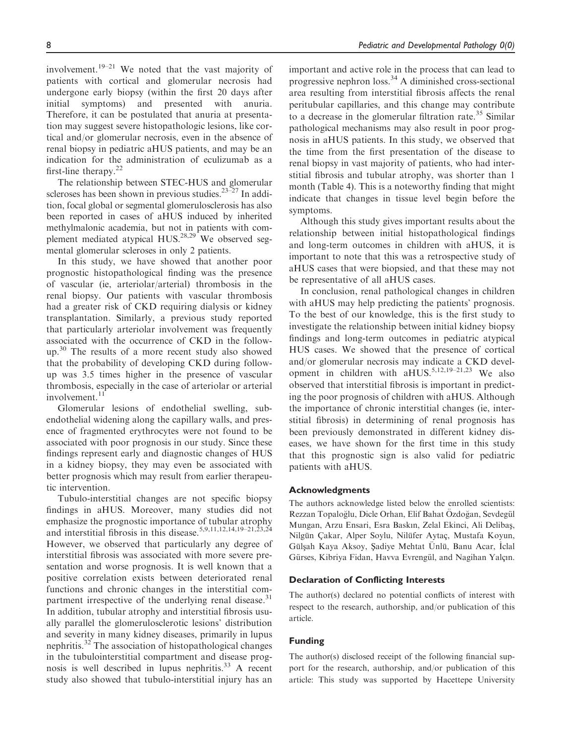involvement.[19–21] We noted that the vast majority of patients with cortical and glomerular necrosis had undergone early biopsy (within the first 20 days after initial symptoms) and presented with anuria. Therefore, it can be postulated that anuria at presentation may suggest severe histopathologic lesions, like cortical and/or glomerular necrosis, even in the absence of renal biopsy in pediatric aHUS patients, and may be an indication for the administration of eculizumab as a first-line therapy.[22]

The relationship between STEC-HUS and glomerular scleroses has been shown in previous studies.[23–27] In addition, focal global or segmental glomerulosclerosis has also been reported in cases of aHUS induced by inherited methylmalonic academia, but not in patients with complement mediated atypical HUS.[28,29] We observed segmental glomerular scleroses in only 2 patients.

In this study, we have showed that another poor prognostic histopathological finding was the presence of vascular (ie, arteriolar/arterial) thrombosis in the renal biopsy. Our patients with vascular thrombosis had a greater risk of CKD requiring dialysis or kidney transplantation. Similarly, a previous study reported that particularly arteriolar involvement was frequently associated with the occurrence of CKD in the follow-up.[30] The results of a more recent study also showed that the probability of developing CKD during follow-up was 3.5 times higher in the presence of vascular thrombosis, especially in the case of arteriolar or arterial involvement.[11]

Glomerular lesions of endothelial swelling, subendothelial widening along the capillary walls, and presence of fragmented erythrocytes were not found to be associated with poor prognosis in our study. Since these findings represent early and diagnostic changes of HUS in a kidney biopsy, they may even be associated with better prognosis which may result from earlier therapeutic intervention.

Tubulo-interstitial changes are not specific biopsy findings in aHUS. Moreover, many studies did not emphasize the prognostic importance of tubular atrophy and interstitial fibrosis in this disease.[5,9,11,12,14,19–21,23,24] However, we observed that particularly any degree of interstitial fibrosis was associated with more severe presentation and worse prognosis. It is well known that a positive correlation exists between deteriorated renal functions and chronic changes in the interstitial compartment irrespective of the underlying renal disease.[31] In addition, tubular atrophy and interstitial fibrosis usually parallel the glomerulosclerotic lesions' distribution and severity in many kidney diseases, primarily in lupus nephritis.[32] The association of histopathological changes in the tubulointerstitial compartment and disease prognosis is well described in lupus nephritis.[33] A recent study also showed that tubulo-interstitial injury has an important and active role in the process that can lead to progressive nephron loss.[34] A diminished cross-sectional area resulting from interstitial fibrosis affects the renal peritubular capillaries, and this change may contribute to a decrease in the glomerular filtration rate.[35] Similar pathological mechanisms may also result in poor prognosis in aHUS patients. In this study, we observed that the time from the first presentation of the disease to renal biopsy in vast majority of patients, who had interstitial fibrosis and tubular atrophy, was shorter than 1 month (Table 4). This is a noteworthy finding that might indicate that changes in tissue level begin before the symptoms.

Although this study gives important results about the relationship between initial histopathological findings and long-term outcomes in children with aHUS, it is important to note that this was a retrospective study of aHUS cases that were biopsied, and that these may not be representative of all aHUS cases.

In conclusion, renal pathological changes in children with aHUS may help predicting the patients' prognosis. To the best of our knowledge, this is the first study to investigate the relationship between initial kidney biopsy findings and long-term outcomes in pediatric atypical HUS cases. We showed that the presence of cortical and/or glomerular necrosis may indicate a CKD development in children with aHUS.[5,12,19–21,23] We also observed that interstitial fibrosis is important in predicting the poor prognosis of children with aHUS. Although the importance of chronic interstitial changes (ie, interstitial fibrosis) in determining of renal prognosis has been previously demonstrated in different kidney diseases, we have shown for the first time in this study that this prognostic sign is also valid for pediatric patients with aHUS.

## Acknowledgments

The authors acknowledge listed below the enrolled scientists: Rezzan Topaloğlu, Dicle Orhan, Elif Bahat Özdoğan, Sevdegül Mungan, Arzu Ensari, Esra Baskın, Zelal Ekinci, Ali Delibaş, Nilgün Çakar, Alper Soylu, Nilüfer Aytaç, Mustafa Koyun, Gülşah Kaya Aksoy, Şadiye Mehtat Ünlü, Banu Acar, İclal Gürses, Kibriya Fidan, Havva Evrengül, and Nagihan Yalçın.

## Declaration of Conflicting Interests

The author(s) declared no potential conflicts of interest with respect to the research, authorship, and/or publication of this article.

## Funding

The author(s) disclosed receipt of the following financial support for the research, authorship, and/or publication of this article: This study was supported by Hacettepe University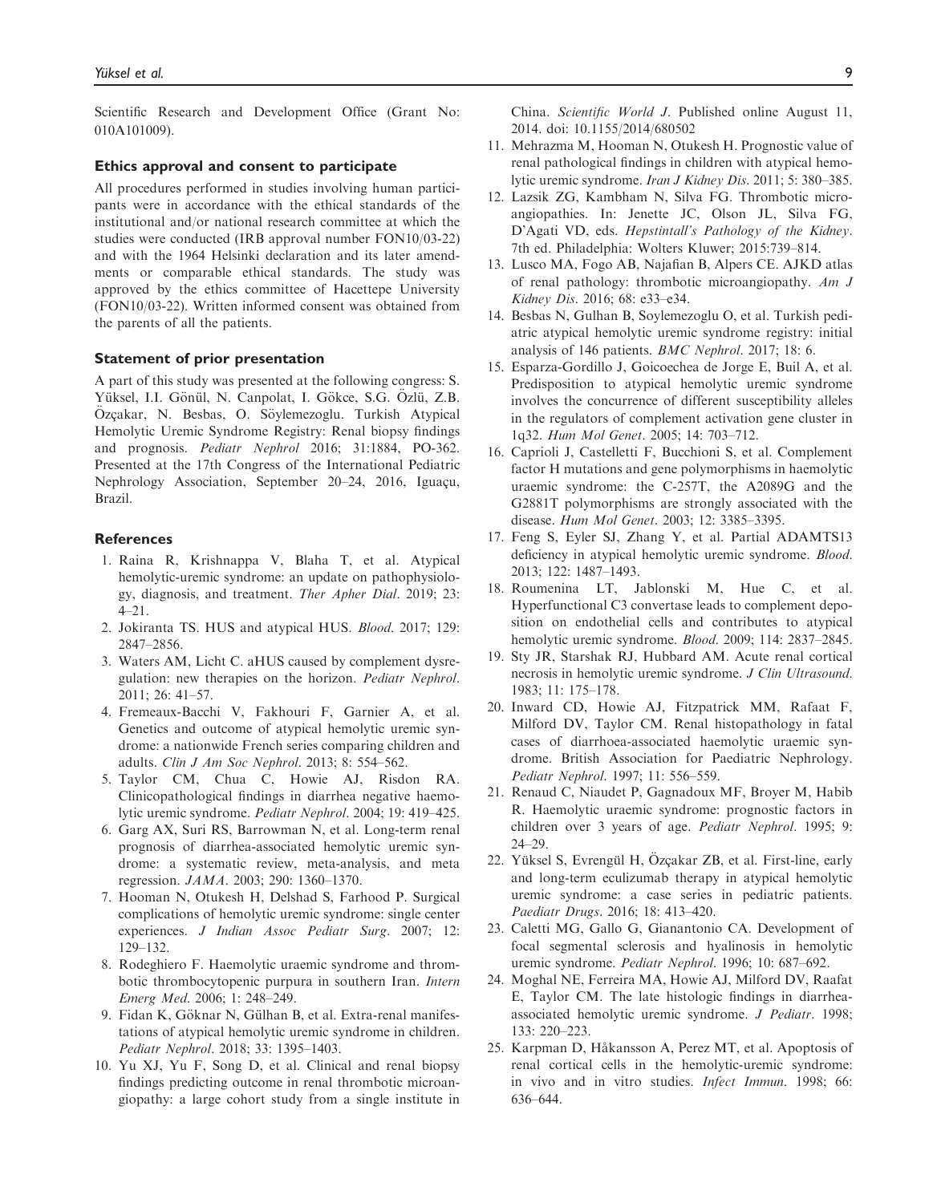Scientific Research and Development Office (Grant No: 010A101009).

### Ethics approval and consent to participate

All procedures performed in studies involving human participants were in accordance with the ethical standards of the institutional and/or national research committee at which the studies were conducted (IRB approval number FON10/03-22) and with the 1964 Helsinki declaration and its later amendments or comparable ethical standards. The study was approved by the ethics committee of Hacettepe University (FON10/03-22). Written informed consent was obtained from the parents of all the patients.

### Statement of prior presentation

A part of this study was presented at the following congress: S. Yüksel, I.I. Gönül, N. Canpolat, I. Gökce, S.G. Özlü, Z.B. Özçakar, N. Besbas, O. Söylemezoglu. Turkish Atypical Hemolytic Uremic Syndrome Registry: Renal biopsy findings and prognosis. *Pediatr Nephrol* 2016; 31:1884, PO-362. Presented at the 17th Congress of the International Pediatric Nephrology Association, September 20–24, 2016, Iguaçu, Brazil.

### References

1. Raina R, Krishnappa V, Blaha T, et al. Atypical hemolytic-uremic syndrome: an update on pathophysiology, diagnosis, and treatment. *Ther Apher Dial*. 2019; 23: 4–21.
2. Jokiranta TS. HUS and atypical HUS. *Blood*. 2017; 129: 2847–2856.
3. Waters AM, Licht C. aHUS caused by complement dysregulation: new therapies on the horizon. *Pediatr Nephrol*. 2011; 26: 41–57.
4. Fremeaux-Bacchi V, Fakhouri F, Garnier A, et al. Genetics and outcome of atypical hemolytic uremic syndrome: a nationwide French series comparing children and adults. *Clin J Am Soc Nephrol*. 2013; 8: 554–562.
5. Taylor CM, Chua C, Howie AJ, Risdon RA. Clinicopathological findings in diarrhea negative haemolytic uremic syndrome. *Pediatr Nephrol*. 2004; 19: 419–425.
6. Garg AX, Suri RS, Barrowman N, et al. Long-term renal prognosis of diarrhea-associated hemolytic uremic syndrome: a systematic review, meta-analysis, and meta regression. *JAMA*. 2003; 290: 1360–1370.
7. Hooman N, Otukesh H, Delshad S, Farhood P. Surgical complications of hemolytic uremic syndrome: single center experiences. *J Indian Assoc Pediatr Surg*. 2007; 12: 129–132.
8. Rodeghiero F. Haemolytic uraemic syndrome and thrombotic thrombocytopenic purpura in southern Iran. *Intern Emerg Med*. 2006; 1: 248–249.
9. Fidan K, Göknar N, Gülhan B, et al. Extra-renal manifestations of atypical hemolytic uremic syndrome in children. *Pediatr Nephrol*. 2018; 33: 1395–1403.
10. Yu XJ, Yu F, Song D, et al. Clinical and renal biopsy findings predicting outcome in renal thrombotic microangiopathy: a large cohort study from a single institute in China. *Scientific World J*. Published online August 11, 2014. doi: 10.1155/2014/680502
11. Mehrazma M, Hooman N, Otukesh H. Prognostic value of renal pathological findings in children with atypical hemolytic uremic syndrome. *Iran J Kidney Dis*. 2011; 5: 380–385.
12. Lazsik ZG, Kambham N, Silva FG. Thrombotic microangiopathies. In: Jenette JC, Olson JL, Silva FG, D'Agati VD, eds. *Hepstintall's Pathology of the Kidney*. 7th ed. Philadelphia: Wolters Kluwer; 2015:739–814.
13. Lusco MA, Fogo AB, Najafian B, Alpers CE. AJKD atlas of renal pathology: thrombotic microangiopathy. *Am J Kidney Dis*. 2016; 68: e33–e34.
14. Besbas N, Gulhan B, Soylemezoglu O, et al. Turkish pediatric atypical hemolytic uremic syndrome registry: initial analysis of 146 patients. *BMC Nephrol*. 2017; 18: 6.
15. Esparza-Gordillo J, Goicoechea de Jorge E, Buil A, et al. Predisposition to atypical hemolytic uremic syndrome involves the concurrence of different susceptibility alleles in the regulators of complement activation gene cluster in 1q32. *Hum Mol Genet*. 2005; 14: 703–712.
16. Caprioli J, Castelletti F, Bucchioni S, et al. Complement factor H mutations and gene polymorphisms in haemolytic uraemic syndrome: the C-257T, the A2089G and the G2881T polymorphisms are strongly associated with the disease. *Hum Mol Genet*. 2003; 12: 3385–3395.
17. Feng S, Eyler SJ, Zhang Y, et al. Partial ADAMTS13 deficiency in atypical hemolytic uremic syndrome. *Blood*. 2013; 122: 1487–1493.
18. Roumenina LT, Jablonski M, Hue C, et al. Hyperfunctional C3 convertase leads to complement deposition on endothelial cells and contributes to atypical hemolytic uremic syndrome. *Blood*. 2009; 114: 2837–2845.
19. Sty JR, Starshak RJ, Hubbard AM. Acute renal cortical necrosis in hemolytic uremic syndrome. *J Clin Ultrasound*. 1983; 11: 175–178.
20. Inward CD, Howie AJ, Fitzpatrick MM, Rafaat F, Milford DV, Taylor CM. Renal histopathology in fatal cases of diarrhoea-associated haemolytic uraemic syndrome. British Association for Paediatric Nephrology. *Pediatr Nephrol*. 1997; 11: 556–559.
21. Renaud C, Niaudet P, Gagnadoux MF, Broyer M, Habib R. Haemolytic uraemic syndrome: prognostic factors in children over 3 years of age. *Pediatr Nephrol*. 1995; 9: 24–29.
22. Yüksel S, Evrengül H, Özçakar ZB, et al. First-line, early and long-term eculizumab therapy in atypical hemolytic uremic syndrome: a case series in pediatric patients. *Paediatr Drugs*. 2016; 18: 413–420.
23. Caletti MG, Gallo G, Gianantonio CA. Development of focal segmental sclerosis and hyalinosis in hemolytic uremic syndrome. *Pediatr Nephrol*. 1996; 10: 687–692.
24. Moghal NE, Ferreira MA, Howie AJ, Milford DV, Raafat E, Taylor CM. The late histologic findings in diarrhea-associated hemolytic uremic syndrome. *J Pediatr*. 1998; 133: 220–223.
25. Karpman D, Håkansson A, Perez MT, et al. Apoptosis of renal cortical cells in the hemolytic-uremic syndrome: in vivo and in vitro studies. *Infect Immun*. 1998; 66: 636–644.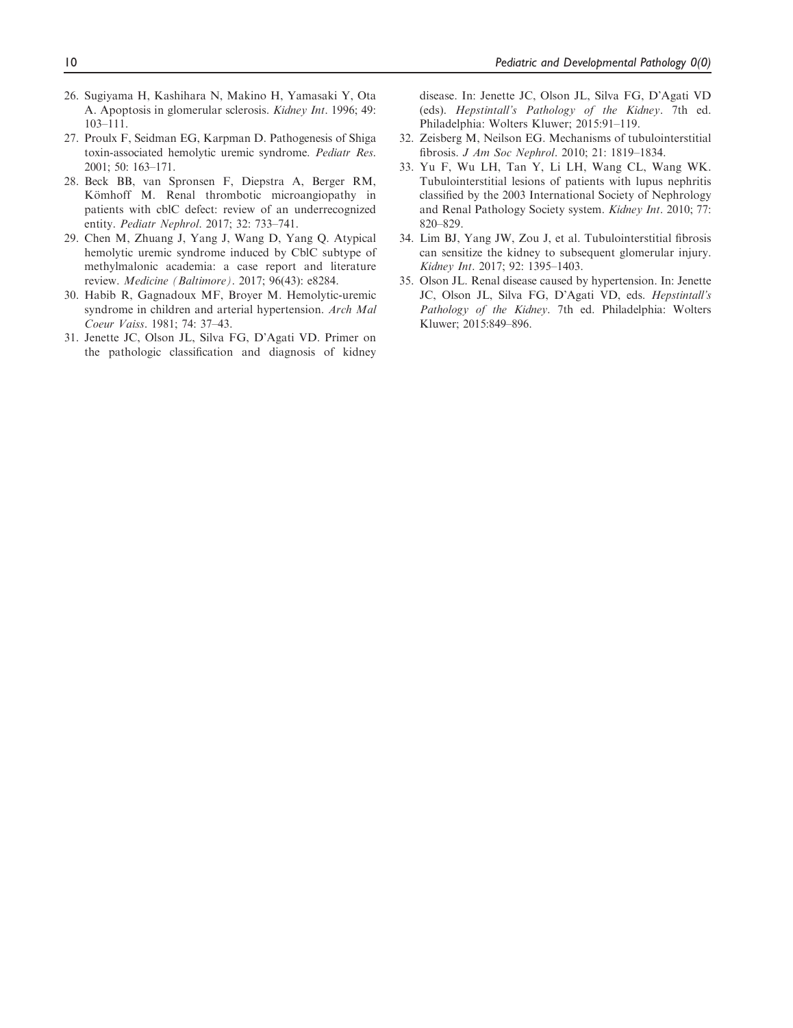26. Sugiyama H, Kashihara N, Makino H, Yamasaki Y, Ota A. Apoptosis in glomerular sclerosis. *Kidney Int*. 1996; 49: 103–111.
27. Proulx F, Seidman EG, Karpman D. Pathogenesis of Shiga toxin-associated hemolytic uremic syndrome. *Pediatr Res*. 2001; 50: 163–171.
28. Beck BB, van Spronsen F, Diepstra A, Berger RM, Kömhoff M. Renal thrombotic microangiopathy in patients with cblC defect: review of an underrecognized entity. *Pediatr Nephrol*. 2017; 32: 733–741.
29. Chen M, Zhuang J, Yang J, Wang D, Yang Q. Atypical hemolytic uremic syndrome induced by CblC subtype of methylmalonic academia: a case report and literature review. *Medicine (Baltimore)*. 2017; 96(43): e8284.
30. Habib R, Gagnadoux MF, Broyer M. Hemolytic-uremic syndrome in children and arterial hypertension. *Arch Mal Coeur Vaiss*. 1981; 74: 37–43.
31. Jenette JC, Olson JL, Silva FG, D'Agati VD. Primer on the pathologic classification and diagnosis of kidney disease. In: Jenette JC, Olson JL, Silva FG, D'Agati VD (eds). *Hepstintall's Pathology of the Kidney*. 7th ed. Philadelphia: Wolters Kluwer; 2015:91–119.
32. Zeisberg M, Neilson EG. Mechanisms of tubulointerstitial fibrosis. *J Am Soc Nephrol*. 2010; 21: 1819–1834.
33. Yu F, Wu LH, Tan Y, Li LH, Wang CL, Wang WK. Tubulointerstitial lesions of patients with lupus nephritis classified by the 2003 International Society of Nephrology and Renal Pathology Society system. *Kidney Int*. 2010; 77: 820–829.
34. Lim BJ, Yang JW, Zou J, et al. Tubulointerstitial fibrosis can sensitize the kidney to subsequent glomerular injury. *Kidney Int*. 2017; 92: 1395–1403.
35. Olson JL. Renal disease caused by hypertension. In: Jenette JC, Olson JL, Silva FG, D'Agati VD, eds. *Hepstintall's Pathology of the Kidney*. 7th ed. Philadelphia: Wolters Kluwer; 2015:849–896.